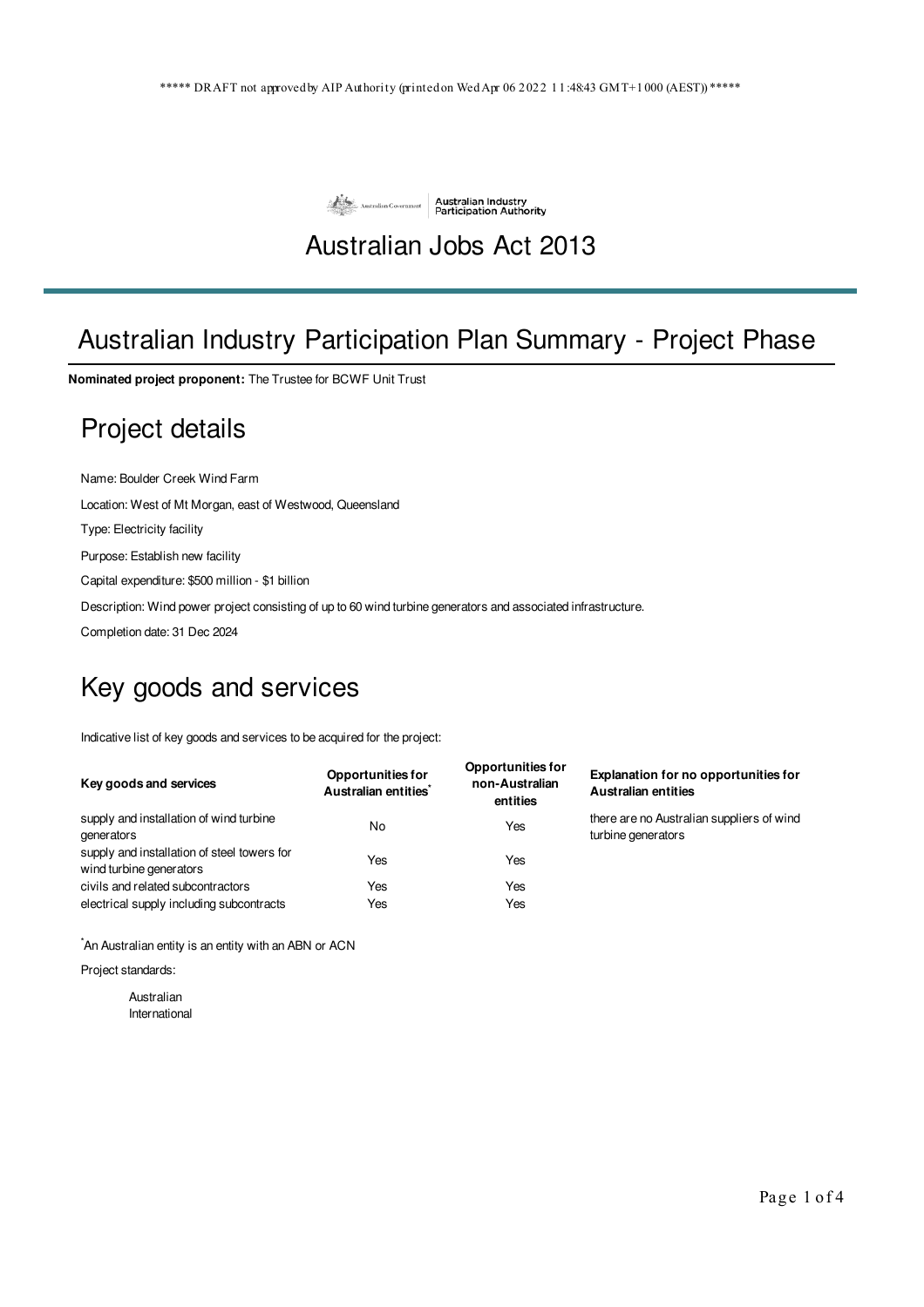***** DRAFT not approved by AIP Authority (printed on Wed Apr 06 2022 11:48:43 GMT+1000 (AEST)) *****

Australian Government | Australian Industry Participation Authority

# Australian Jobs Act 2013

## Australian Industry Participation Plan Summary - Project Phase

**Nominated project proponent:** The Trustee for BCWF Unit Trust

## Project details

Name: Boulder Creek Wind Farm

Location: West of Mt Morgan, east of Westwood, Queensland

Type: Electricity facility

Purpose: Establish new facility

Capital expenditure: $500 million - $1 billion

Description: Wind power project consisting of up to 60 wind turbine generators and associated infrastructure.

Completion date: 31 Dec 2024

## Key goods and services

Indicative list of key goods and services to be acquired for the project:

| Key goods and services | Opportunities for Australian entities* | Opportunities for non-Australian entities | Explanation for no opportunities for Australian entities |
|---|---|---|---|
| supply and installation of wind turbine generators | No | Yes | there are no Australian suppliers of wind turbine generators |
| supply and installation of steel towers for wind turbine generators | Yes | Yes | |
| civils and related subcontractors | Yes | Yes | |
| electrical supply including subcontracts | Yes | Yes | |

*An Australian entity is an entity with an ABN or ACN

Project standards:

- Australian
- International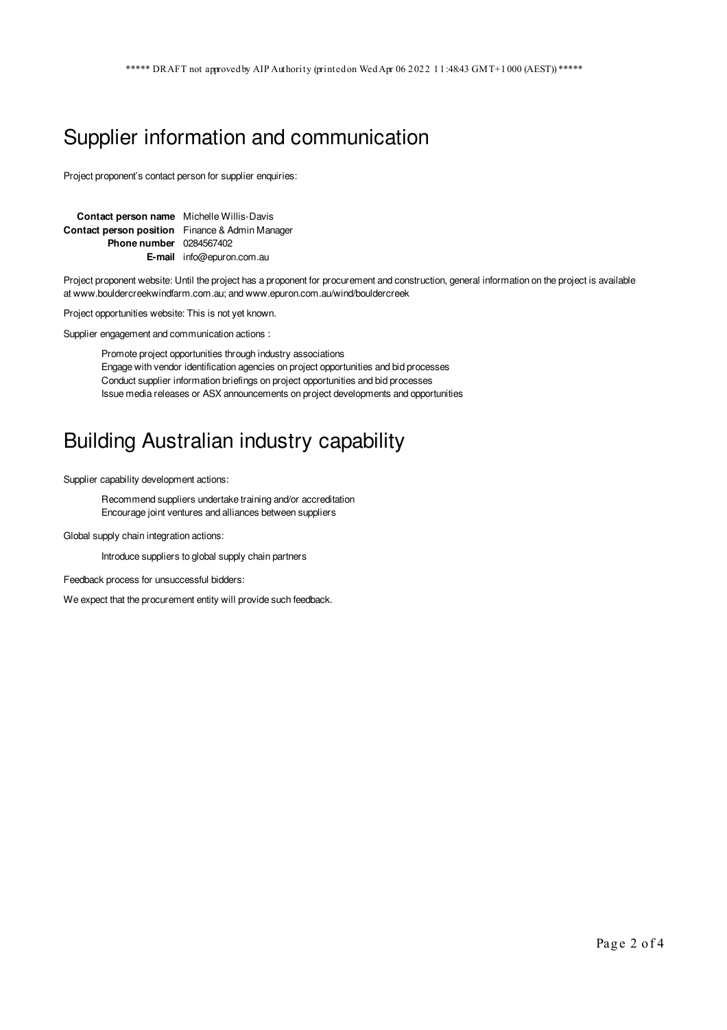# Supplier information and communication

Project proponent's contact person for supplier enquiries:

| | |
|---|---|
| **Contact person name** | Michelle Willis-Davis |
| **Contact person position** | Finance & Admin Manager |
| **Phone number** | 0284567402 |
| **E-mail** | info@epuron.com.au |

Project proponent website: Until the project has a proponent for procurement and construction, general information on the project is available at www.bouldercreekwindfarm.com.au; and www.epuron.com.au/wind/bouldercreek

Project opportunities website: This is not yet known.

Supplier engagement and communication actions :

- Promote project opportunities through industry associations
- Engage with vendor identification agencies on project opportunities and bid processes
- Conduct supplier information briefings on project opportunities and bid processes
- Issue media releases or ASX announcements on project developments and opportunities

# Building Australian industry capability

Supplier capability development actions:

- Recommend suppliers undertake training and/or accreditation
- Encourage joint ventures and alliances between suppliers

Global supply chain integration actions:

- Introduce suppliers to global supply chain partners

Feedback process for unsuccessful bidders:

We expect that the procurement entity will provide such feedback.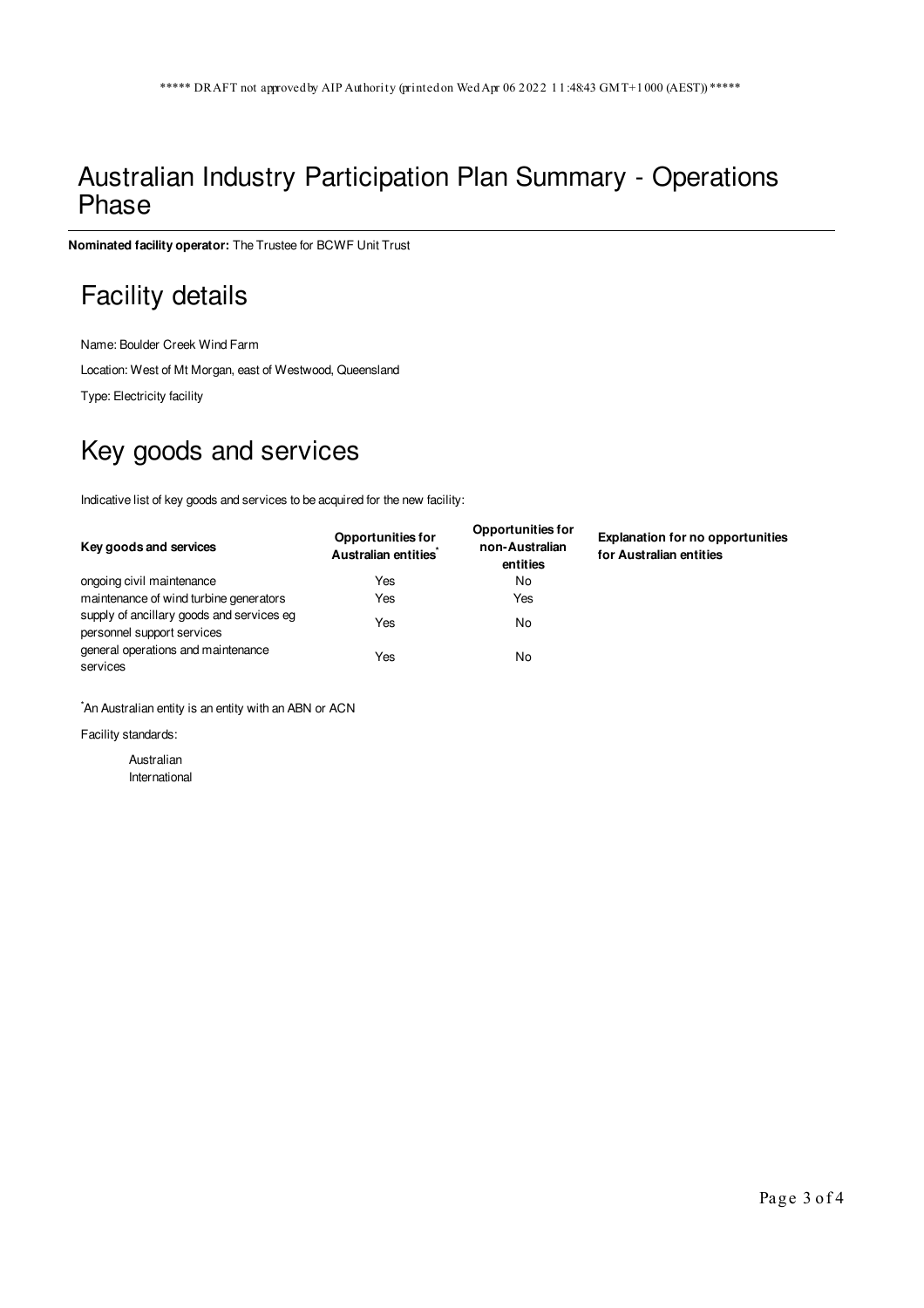# Australian Industry Participation Plan Summary - Operations Phase

**Nominated facility operator:** The Trustee for BCWF Unit Trust

## Facility details

Name: Boulder Creek Wind Farm

Location: West of Mt Morgan, east of Westwood, Queensland

Type: Electricity facility

## Key goods and services

Indicative list of key goods and services to be acquired for the new facility:

| Key goods and services | Opportunities for Australian entities* | Opportunities for non-Australian entities | Explanation for no opportunities for Australian entities |
|---|---|---|---|
| ongoing civil maintenance | Yes | No | |
| maintenance of wind turbine generators | Yes | Yes | |
| supply of ancillary goods and services eg personnel support services | Yes | No | |
| general operations and maintenance services | Yes | No | |

*An Australian entity is an entity with an ABN or ACN

Facility standards:

- Australian
- International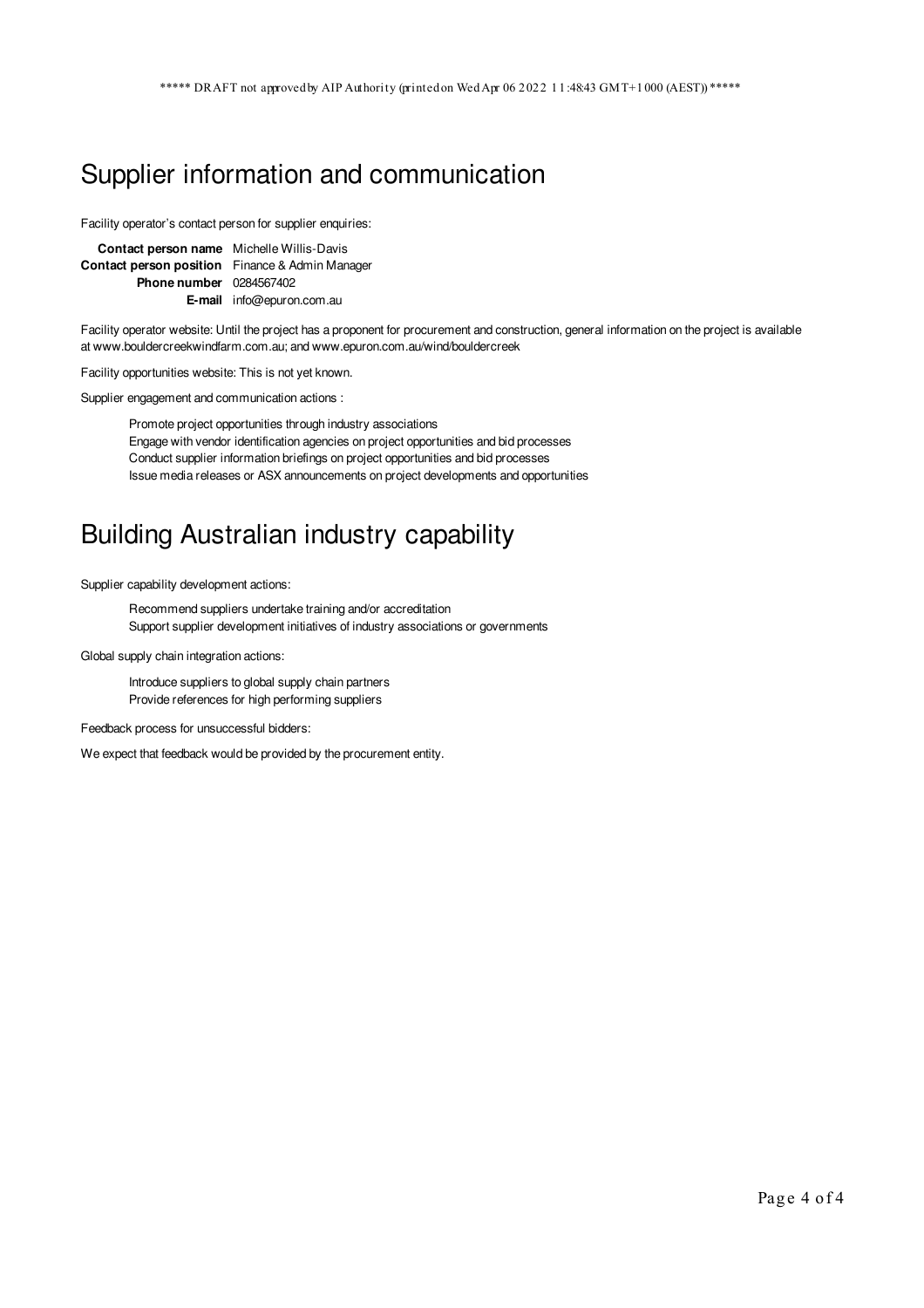# Supplier information and communication

Facility operator's contact person for supplier enquiries:

| | |
|---|---|
| **Contact person name** | Michelle Willis-Davis |
| **Contact person position** | Finance & Admin Manager |
| **Phone number** | 0284567402 |
| **E-mail** | info@epuron.com.au |

Facility operator website: Until the project has a proponent for procurement and construction, general information on the project is available at www.bouldercreekwindfarm.com.au; and www.epuron.com.au/wind/bouldercreek

Facility opportunities website: This is not yet known.

Supplier engagement and communication actions :

- Promote project opportunities through industry associations
- Engage with vendor identification agencies on project opportunities and bid processes
- Conduct supplier information briefings on project opportunities and bid processes
- Issue media releases or ASX announcements on project developments and opportunities

# Building Australian industry capability

Supplier capability development actions:

- Recommend suppliers undertake training and/or accreditation
- Support supplier development initiatives of industry associations or governments

Global supply chain integration actions:

- Introduce suppliers to global supply chain partners
- Provide references for high performing suppliers

Feedback process for unsuccessful bidders:

We expect that feedback would be provided by the procurement entity.